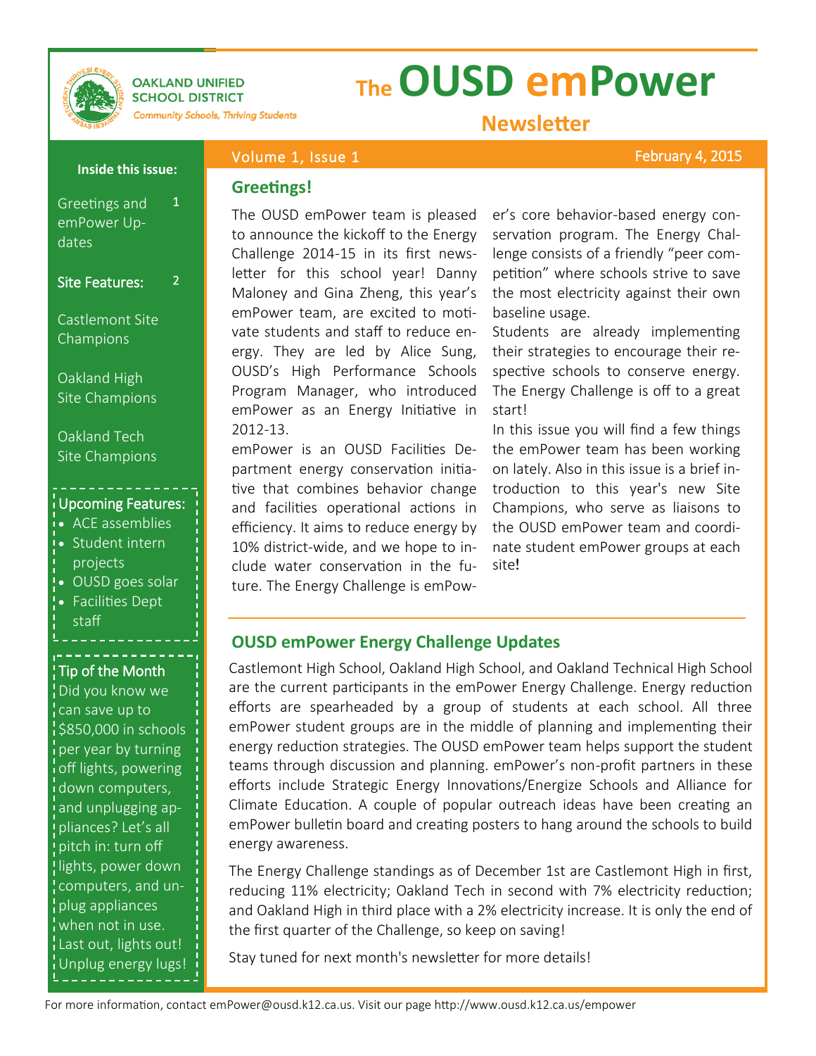OAKLAND UNIFIED SCHOOL DISTRICT

*Community Schools, Thriving Students*

# The OUSD emPower Newsletter

Volume 1, Issue 1 — February 4, 2015

**Inside this issue:**

- Greetings and emPower Updates — 1
- Site Features: — 2
  - Castlemont Site Champions
  - Oakland High Site Champions
  - Oakland Tech Site Champions

**Upcoming Features:**

- ACE assemblies
- Student intern projects
- OUSD goes solar
- Facilities Dept staff

**Tip of the Month**

Did you know we can save up to $850,000 in schools per year by turning off lights, powering down computers, and unplugging appliances? Let's all pitch in: turn off lights, power down computers, and unplug appliances when not in use. Last out, lights out! Unplug energy lugs!

## Greetings!

The OUSD emPower team is pleased to announce the kickoff to the Energy Challenge 2014-15 in its first newsletter for this school year! Danny Maloney and Gina Zheng, this year's emPower team, are excited to motivate students and staff to reduce energy. They are led by Alice Sung, OUSD's High Performance Schools Program Manager, who introduced emPower as an Energy Initiative in 2012-13.

emPower is an OUSD Facilities Department energy conservation initiative that combines behavior change and facilities operational actions in efficiency. It aims to reduce energy by 10% district-wide, and we hope to include water conservation in the future. The Energy Challenge is emPower's core behavior-based energy conservation program. The Energy Challenge consists of a friendly "peer competition" where schools strive to save the most electricity against their own baseline usage.

Students are already implementing their strategies to encourage their respective schools to conserve energy. The Energy Challenge is off to a great start!

In this issue you will find a few things the emPower team has been working on lately. Also in this issue is a brief introduction to this year's new Site Champions, who serve as liaisons to the OUSD emPower team and coordinate student emPower groups at each site!

## OUSD emPower Energy Challenge Updates

Castlemont High School, Oakland High School, and Oakland Technical High School are the current participants in the emPower Energy Challenge. Energy reduction efforts are spearheaded by a group of students at each school. All three emPower student groups are in the middle of planning and implementing their energy reduction strategies. The OUSD emPower team helps support the student teams through discussion and planning. emPower's non-profit partners in these efforts include Strategic Energy Innovations/Energize Schools and Alliance for Climate Education. A couple of popular outreach ideas have been creating an emPower bulletin board and creating posters to hang around the schools to build energy awareness.

The Energy Challenge standings as of December 1st are Castlemont High in first, reducing 11% electricity; Oakland Tech in second with 7% electricity reduction; and Oakland High in third place with a 2% electricity increase. It is only the end of the first quarter of the Challenge, so keep on saving!

Stay tuned for next month's newsletter for more details!

For more information, contact emPower@ousd.k12.ca.us. Visit our page http://www.ousd.k12.ca.us/empower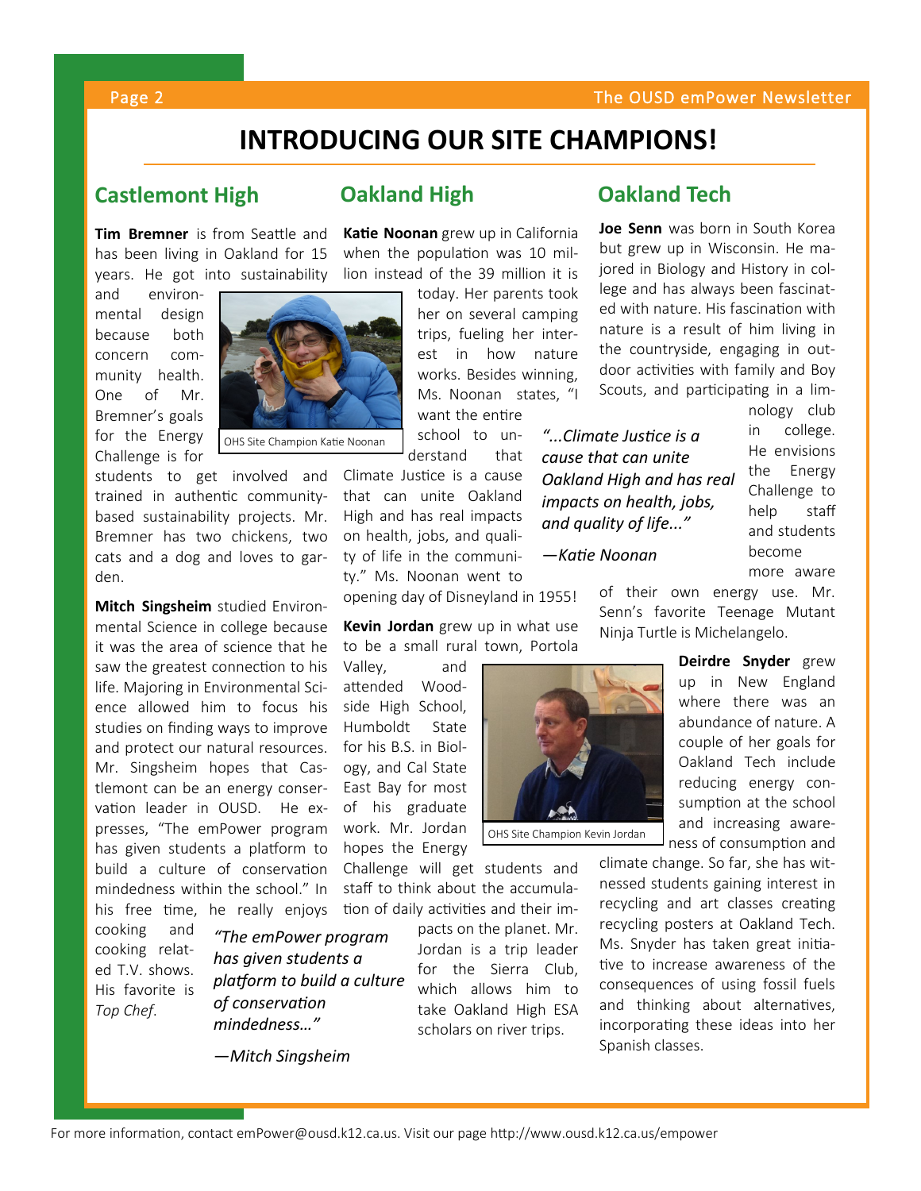# INTRODUCING OUR SITE CHAMPIONS!

## Castlemont High

**Tim Bremner** is from Seattle and has been living in Oakland for 15 years. He got into sustainability and environmental design because both concern community health. One of Mr. Bremner's goals for the Energy Challenge is for students to get involved and trained in authentic community-based sustainability projects. Mr. Bremner has two chickens, two cats and a dog and loves to garden.

**Mitch Singsheim** studied Environmental Science in college because it was the area of science that he saw the greatest connection to his life. Majoring in Environmental Science allowed him to focus his studies on finding ways to improve and protect our natural resources. Mr. Singsheim hopes that Castlemont can be an energy conservation leader in OUSD. He expresses, "The emPower program has given students a platform to build a culture of conservation mindedness within the school." In his free time, he really enjoys cooking and cooking related T.V. shows. His favorite is *Top Chef*.

*"The emPower program has given students a platform to build a culture of conservation mindedness…"*

*—Mitch Singsheim*

## Oakland High

**Katie Noonan** grew up in California when the population was 10 million instead of the 39 million it is today. Her parents took her on several camping trips, fueling her interest in how nature works. Besides winning, Ms. Noonan states, "I want the entire school to understand that Climate Justice is a cause that can unite Oakland High and has real impacts on health, jobs, and quality of life in the community." Ms. Noonan went to opening day of Disneyland in 1955!

OHS Site Champion Katie Noonan

*"...Climate Justice is a cause that can unite Oakland High and has real impacts on health, jobs, and quality of life..."*

*—Katie Noonan*

**Kevin Jordan** grew up in what use to be a small rural town, Portola Valley, and attended Woodside High School, Humboldt State for his B.S. in Biology, and Cal State East Bay for most of his graduate work. Mr. Jordan hopes the Energy Challenge will get students and staff to think about the accumulation of daily activities and their impacts on the planet. Mr. Jordan is a trip leader for the Sierra Club, which allows him to take Oakland High ESA scholars on river trips.

OHS Site Champion Kevin Jordan

## Oakland Tech

**Joe Senn** was born in South Korea but grew up in Wisconsin. He majored in Biology and History in college and has always been fascinated with nature. His fascination with nature is a result of him living in the countryside, engaging in outdoor activities with family and Boy Scouts, and participating in a limnology club in college. He envisions the Energy Challenge to help staff and students become more aware of their own energy use. Mr. Senn's favorite Teenage Mutant Ninja Turtle is Michelangelo.

**Deirdre Snyder** grew up in New England where there was an abundance of nature. A couple of her goals for Oakland Tech include reducing energy consumption at the school and increasing awareness of consumption and climate change. So far, she has witnessed students gaining interest in recycling and art classes creating recycling posters at Oakland Tech. Ms. Snyder has taken great initiative to increase awareness of the consequences of using fossil fuels and thinking about alternatives, incorporating these ideas into her Spanish classes.

For more information, contact emPower@ousd.k12.ca.us. Visit our page http://www.ousd.k12.ca.us/empower